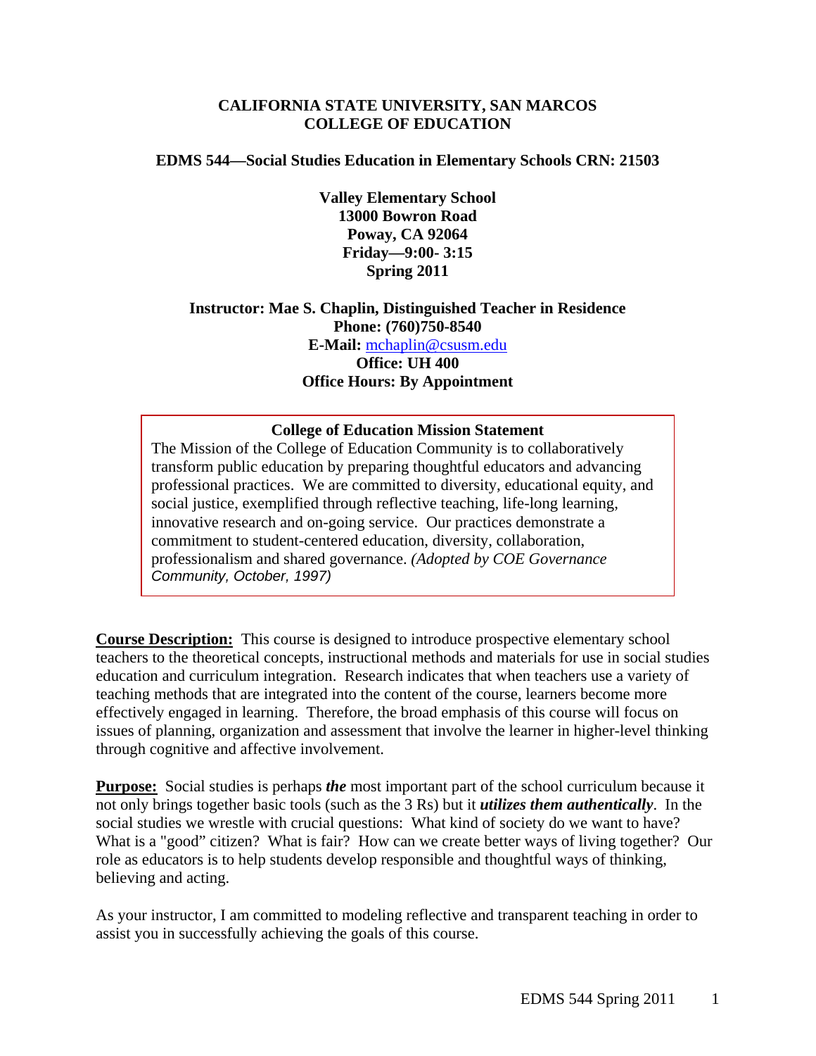**CALIFORNIA STATE UNIVERSITY, SAN MARCOS**
**COLLEGE OF EDUCATION**

**EDMS 544—Social Studies Education in Elementary Schools CRN: 21503**

**Valley Elementary School**
**13000 Bowron Road**
**Poway, CA 92064**
**Friday—9:00- 3:15**
**Spring 2011**

**Instructor: Mae S. Chaplin, Distinguished Teacher in Residence**
**Phone: (760)750-8540**
**E-Mail:** mchaplin@csusm.edu
**Office: UH 400**
**Office Hours: By Appointment**

**College of Education Mission Statement**

The Mission of the College of Education Community is to collaboratively transform public education by preparing thoughtful educators and advancing professional practices. We are committed to diversity, educational equity, and social justice, exemplified through reflective teaching, life-long learning, innovative research and on-going service. Our practices demonstrate a commitment to student-centered education, diversity, collaboration, professionalism and shared governance. *(Adopted by COE Governance Community, October, 1997)*

**Course Description:** This course is designed to introduce prospective elementary school teachers to the theoretical concepts, instructional methods and materials for use in social studies education and curriculum integration. Research indicates that when teachers use a variety of teaching methods that are integrated into the content of the course, learners become more effectively engaged in learning. Therefore, the broad emphasis of this course will focus on issues of planning, organization and assessment that involve the learner in higher-level thinking through cognitive and affective involvement.

**Purpose:** Social studies is perhaps ***the*** most important part of the school curriculum because it not only brings together basic tools (such as the 3 Rs) but it ***utilizes them authentically***. In the social studies we wrestle with crucial questions: What kind of society do we want to have? What is a "good" citizen? What is fair? How can we create better ways of living together? Our role as educators is to help students develop responsible and thoughtful ways of thinking, believing and acting.

As your instructor, I am committed to modeling reflective and transparent teaching in order to assist you in successfully achieving the goals of this course.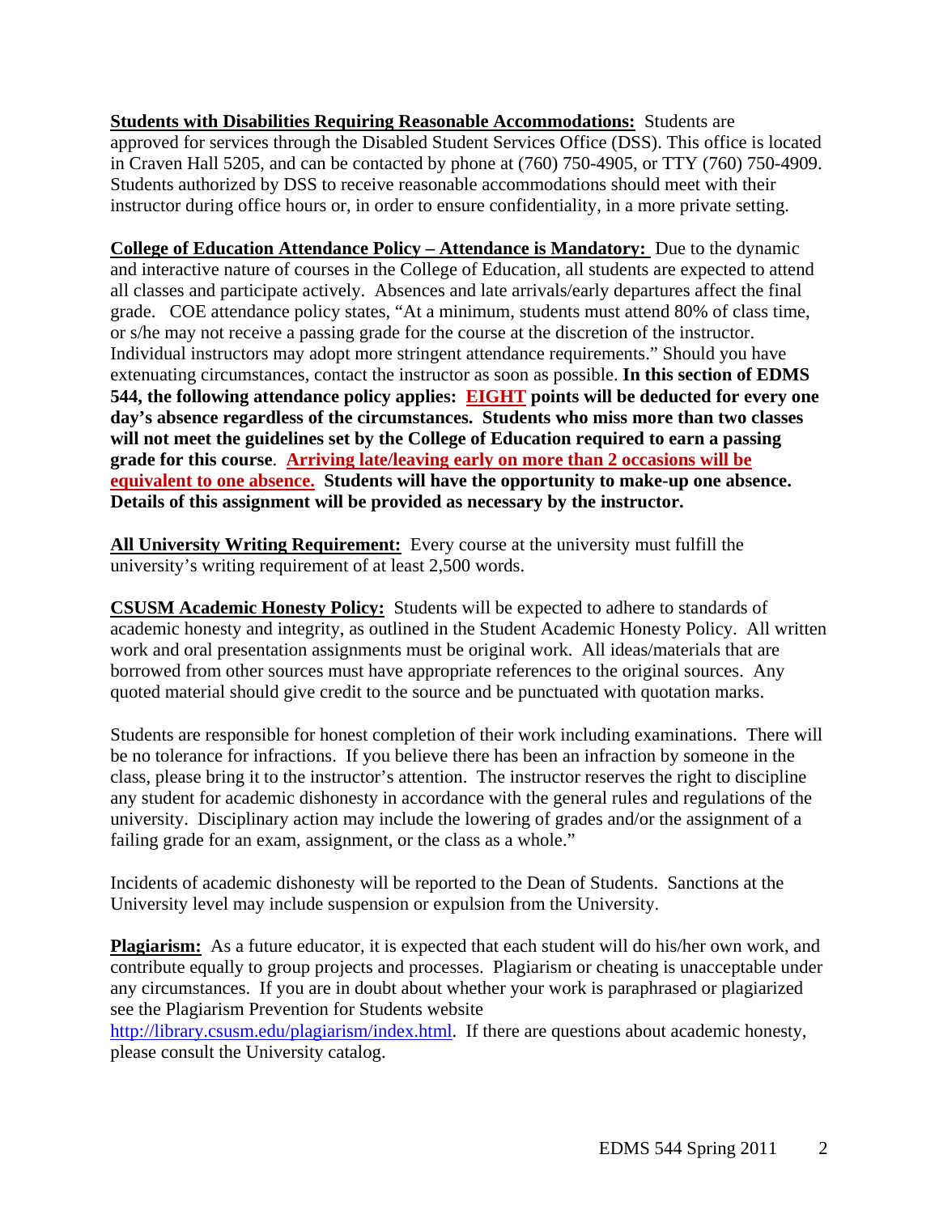**Students with Disabilities Requiring Reasonable Accommodations:** Students are approved for services through the Disabled Student Services Office (DSS). This office is located in Craven Hall 5205, and can be contacted by phone at (760) 750-4905, or TTY (760) 750-4909. Students authorized by DSS to receive reasonable accommodations should meet with their instructor during office hours or, in order to ensure confidentiality, in a more private setting.

**College of Education Attendance Policy – Attendance is Mandatory:** Due to the dynamic and interactive nature of courses in the College of Education, all students are expected to attend all classes and participate actively. Absences and late arrivals/early departures affect the final grade. COE attendance policy states, "At a minimum, students must attend 80% of class time, or s/he may not receive a passing grade for the course at the discretion of the instructor. Individual instructors may adopt more stringent attendance requirements." Should you have extenuating circumstances, contact the instructor as soon as possible. **In this section of EDMS 544, the following attendance policy applies: EIGHT points will be deducted for every one day's absence regardless of the circumstances. Students who miss more than two classes will not meet the guidelines set by the College of Education required to earn a passing grade for this course**. **Arriving late/leaving early on more than 2 occasions will be equivalent to one absence. Students will have the opportunity to make-up one absence. Details of this assignment will be provided as necessary by the instructor.**

**All University Writing Requirement:** Every course at the university must fulfill the university's writing requirement of at least 2,500 words.

**CSUSM Academic Honesty Policy:** Students will be expected to adhere to standards of academic honesty and integrity, as outlined in the Student Academic Honesty Policy. All written work and oral presentation assignments must be original work. All ideas/materials that are borrowed from other sources must have appropriate references to the original sources. Any quoted material should give credit to the source and be punctuated with quotation marks.

Students are responsible for honest completion of their work including examinations. There will be no tolerance for infractions. If you believe there has been an infraction by someone in the class, please bring it to the instructor's attention. The instructor reserves the right to discipline any student for academic dishonesty in accordance with the general rules and regulations of the university. Disciplinary action may include the lowering of grades and/or the assignment of a failing grade for an exam, assignment, or the class as a whole."

Incidents of academic dishonesty will be reported to the Dean of Students. Sanctions at the University level may include suspension or expulsion from the University.

**Plagiarism:** As a future educator, it is expected that each student will do his/her own work, and contribute equally to group projects and processes. Plagiarism or cheating is unacceptable under any circumstances. If you are in doubt about whether your work is paraphrased or plagiarized see the Plagiarism Prevention for Students website http://library.csusm.edu/plagiarism/index.html. If there are questions about academic honesty, please consult the University catalog.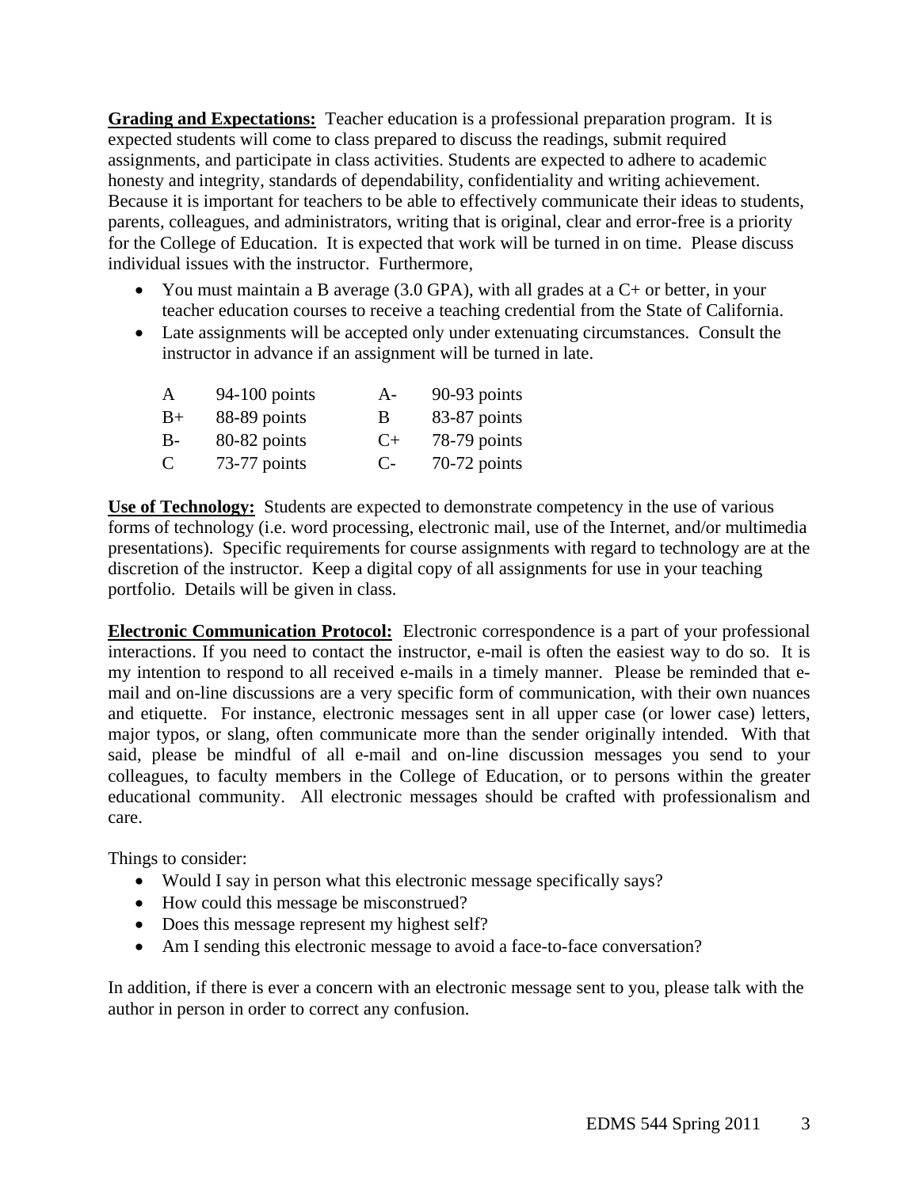**Grading and Expectations:** Teacher education is a professional preparation program. It is expected students will come to class prepared to discuss the readings, submit required assignments, and participate in class activities. Students are expected to adhere to academic honesty and integrity, standards of dependability, confidentiality and writing achievement. Because it is important for teachers to be able to effectively communicate their ideas to students, parents, colleagues, and administrators, writing that is original, clear and error-free is a priority for the College of Education. It is expected that work will be turned in on time. Please discuss individual issues with the instructor. Furthermore,

- You must maintain a B average (3.0 GPA), with all grades at a C+ or better, in your teacher education courses to receive a teaching credential from the State of California.
- Late assignments will be accepted only under extenuating circumstances. Consult the instructor in advance if an assignment will be turned in late.

| | | | |
|---|---|---|---|
| A | 94-100 points | A- | 90-93 points |
| B+ | 88-89 points | B | 83-87 points |
| B- | 80-82 points | C+ | 78-79 points |
| C | 73-77 points | C- | 70-72 points |

**Use of Technology:** Students are expected to demonstrate competency in the use of various forms of technology (i.e. word processing, electronic mail, use of the Internet, and/or multimedia presentations). Specific requirements for course assignments with regard to technology are at the discretion of the instructor. Keep a digital copy of all assignments for use in your teaching portfolio. Details will be given in class.

**Electronic Communication Protocol:** Electronic correspondence is a part of your professional interactions. If you need to contact the instructor, e-mail is often the easiest way to do so. It is my intention to respond to all received e-mails in a timely manner. Please be reminded that e-mail and on-line discussions are a very specific form of communication, with their own nuances and etiquette. For instance, electronic messages sent in all upper case (or lower case) letters, major typos, or slang, often communicate more than the sender originally intended. With that said, please be mindful of all e-mail and on-line discussion messages you send to your colleagues, to faculty members in the College of Education, or to persons within the greater educational community. All electronic messages should be crafted with professionalism and care.

Things to consider:

- Would I say in person what this electronic message specifically says?
- How could this message be misconstrued?
- Does this message represent my highest self?
- Am I sending this electronic message to avoid a face-to-face conversation?

In addition, if there is ever a concern with an electronic message sent to you, please talk with the author in person in order to correct any confusion.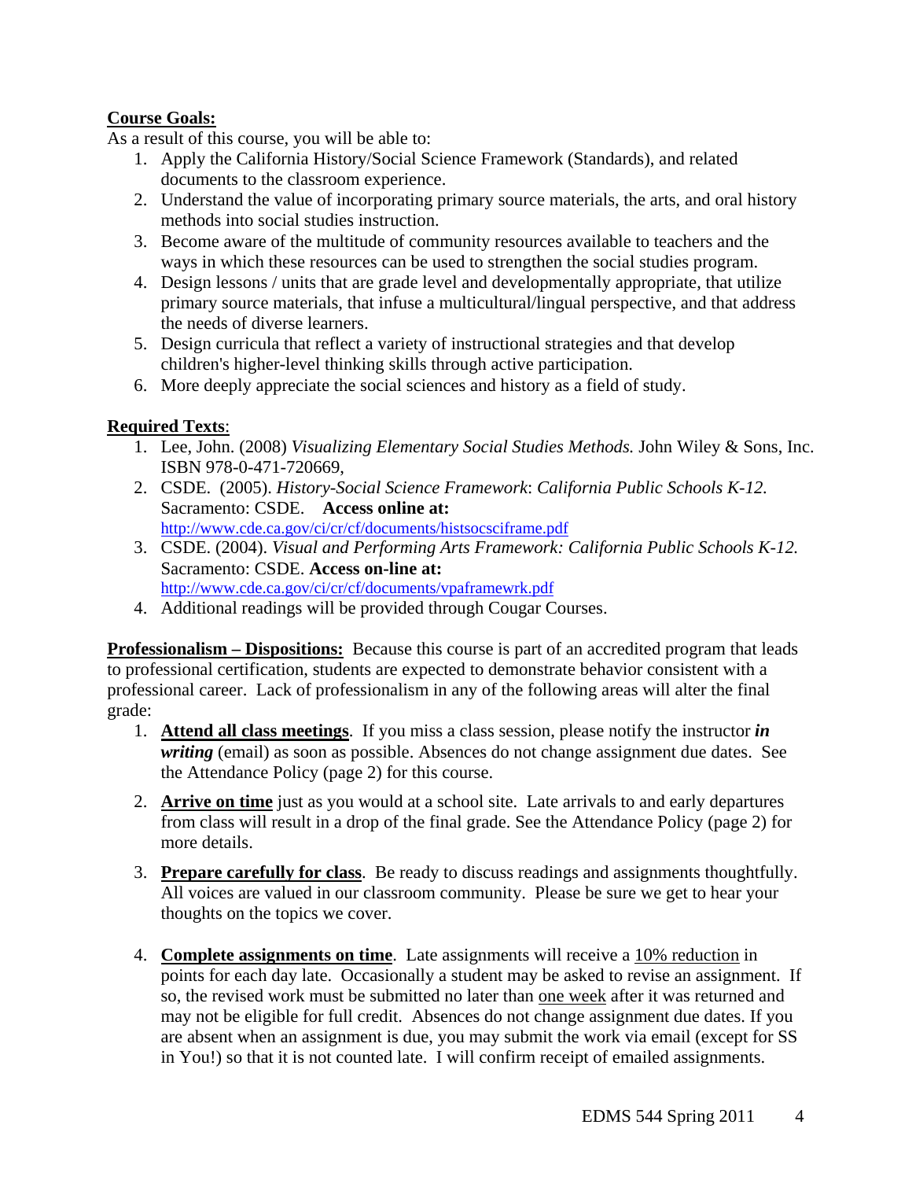**Course Goals:**

As a result of this course, you will be able to:

1. Apply the California History/Social Science Framework (Standards), and related documents to the classroom experience.
2. Understand the value of incorporating primary source materials, the arts, and oral history methods into social studies instruction.
3. Become aware of the multitude of community resources available to teachers and the ways in which these resources can be used to strengthen the social studies program.
4. Design lessons / units that are grade level and developmentally appropriate, that utilize primary source materials, that infuse a multicultural/lingual perspective, and that address the needs of diverse learners.
5. Design curricula that reflect a variety of instructional strategies and that develop children's higher-level thinking skills through active participation.
6. More deeply appreciate the social sciences and history as a field of study.

**Required Texts**:

1. Lee, John. (2008) *Visualizing Elementary Social Studies Methods.* John Wiley & Sons, Inc. ISBN 978-0-471-720669,
2. CSDE. (2005). *History-Social Science Framework*: *California Public Schools K-12.* Sacramento: CSDE. **Access online at:** http://www.cde.ca.gov/ci/cr/cf/documents/histsocsciframe.pdf
3. CSDE. (2004). *Visual and Performing Arts Framework: California Public Schools K-12.* Sacramento: CSDE. **Access on-line at:** http://www.cde.ca.gov/ci/cr/cf/documents/vpaframewrk.pdf
4. Additional readings will be provided through Cougar Courses.

**Professionalism – Dispositions:** Because this course is part of an accredited program that leads to professional certification, students are expected to demonstrate behavior consistent with a professional career. Lack of professionalism in any of the following areas will alter the final grade:

1. **Attend all class meetings**. If you miss a class session, please notify the instructor ***in writing*** (email) as soon as possible. Absences do not change assignment due dates. See the Attendance Policy (page 2) for this course.

2. **Arrive on time** just as you would at a school site. Late arrivals to and early departures from class will result in a drop of the final grade. See the Attendance Policy (page 2) for more details.

3. **Prepare carefully for class**. Be ready to discuss readings and assignments thoughtfully. All voices are valued in our classroom community. Please be sure we get to hear your thoughts on the topics we cover.

4. **Complete assignments on time**. Late assignments will receive a 10% reduction in points for each day late. Occasionally a student may be asked to revise an assignment. If so, the revised work must be submitted no later than one week after it was returned and may not be eligible for full credit. Absences do not change assignment due dates. If you are absent when an assignment is due, you may submit the work via email (except for SS in You!) so that it is not counted late. I will confirm receipt of emailed assignments.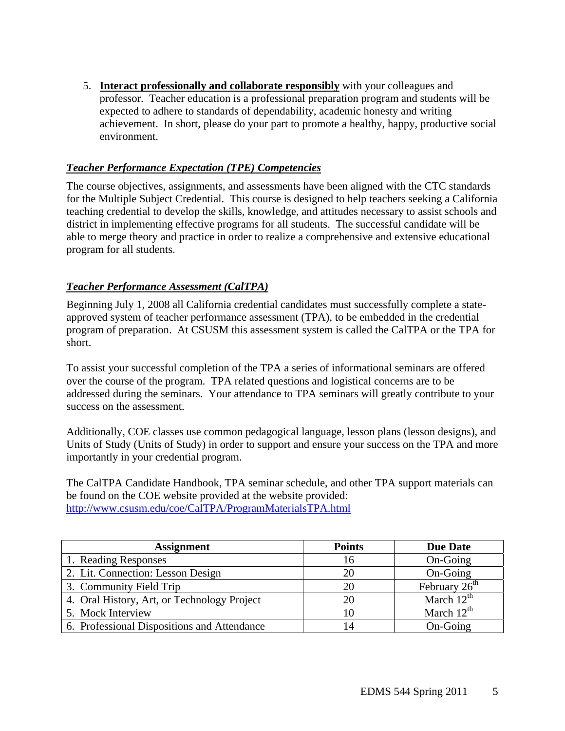5. **Interact professionally and collaborate responsibly** with your colleagues and professor. Teacher education is a professional preparation program and students will be expected to adhere to standards of dependability, academic honesty and writing achievement. In short, please do your part to promote a healthy, happy, productive social environment.

### ***Teacher Performance Expectation (TPE) Competencies***

The course objectives, assignments, and assessments have been aligned with the CTC standards for the Multiple Subject Credential. This course is designed to help teachers seeking a California teaching credential to develop the skills, knowledge, and attitudes necessary to assist schools and district in implementing effective programs for all students. The successful candidate will be able to merge theory and practice in order to realize a comprehensive and extensive educational program for all students.

### ***Teacher Performance Assessment (CalTPA)***

Beginning July 1, 2008 all California credential candidates must successfully complete a state-approved system of teacher performance assessment (TPA), to be embedded in the credential program of preparation. At CSUSM this assessment system is called the CalTPA or the TPA for short.

To assist your successful completion of the TPA a series of informational seminars are offered over the course of the program. TPA related questions and logistical concerns are to be addressed during the seminars. Your attendance to TPA seminars will greatly contribute to your success on the assessment.

Additionally, COE classes use common pedagogical language, lesson plans (lesson designs), and Units of Study (Units of Study) in order to support and ensure your success on the TPA and more importantly in your credential program.

The CalTPA Candidate Handbook, TPA seminar schedule, and other TPA support materials can be found on the COE website provided at the website provided: http://www.csusm.edu/coe/CalTPA/ProgramMaterialsTPA.html

| Assignment | Points | Due Date |
|---|---|---|
| 1. Reading Responses | 16 | On-Going |
| 2. Lit. Connection: Lesson Design | 20 | On-Going |
| 3. Community Field Trip | 20 | February 26th |
| 4. Oral History, Art, or Technology Project | 20 | March 12th |
| 5. Mock Interview | 10 | March 12th |
| 6. Professional Dispositions and Attendance | 14 | On-Going |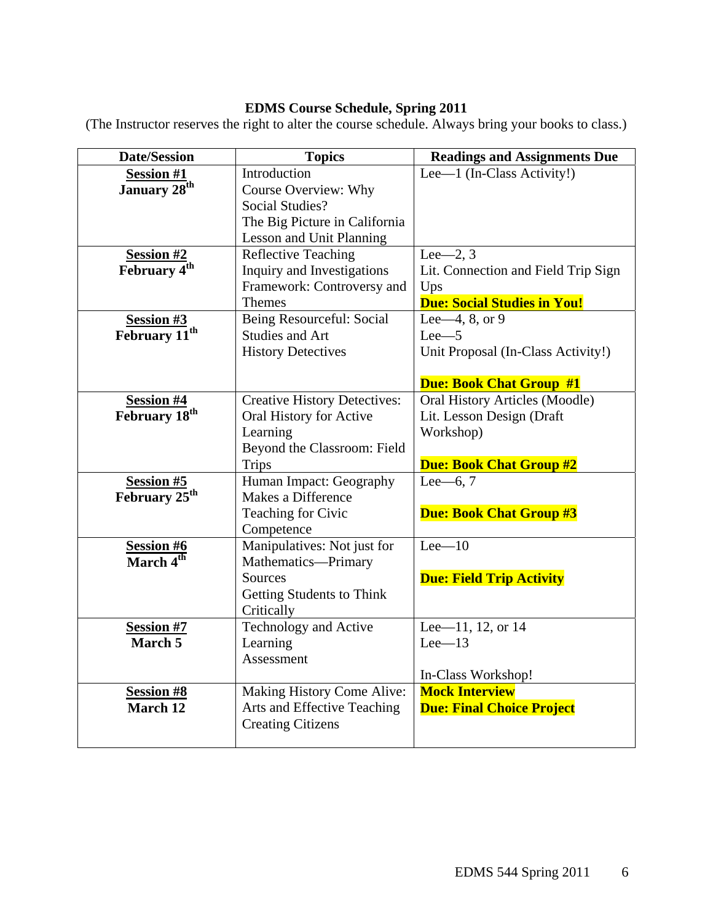**EDMS Course Schedule, Spring 2011**

(The Instructor reserves the right to alter the course schedule. Always bring your books to class.)

| Date/Session | Topics | Readings and Assignments Due |
|---|---|---|
| **Session #1** **January 28th** | Introduction<br>Course Overview: Why Social Studies?<br>The Big Picture in California<br>Lesson and Unit Planning | Lee—1 (In-Class Activity!) |
| **Session #2** **February 4th** | Reflective Teaching<br>Inquiry and Investigations<br>Framework: Controversy and Themes | Lee—2, 3<br>Lit. Connection and Field Trip Sign Ups<br>**Due: Social Studies in You!** |
| **Session #3** **February 11th** | Being Resourceful: Social Studies and Art<br>History Detectives | Lee—4, 8, or 9<br>Lee—5<br>Unit Proposal (In-Class Activity!)<br><br>**Due: Book Chat Group #1** |
| **Session #4** **February 18th** | Creative History Detectives: Oral History for Active Learning<br>Beyond the Classroom: Field Trips | Oral History Articles (Moodle)<br>Lit. Lesson Design (Draft Workshop)<br><br>**Due: Book Chat Group #2** |
| **Session #5** **February 25th** | Human Impact: Geography Makes a Difference<br>Teaching for Civic Competence | Lee—6, 7<br><br>**Due: Book Chat Group #3** |
| **Session #6** **March 4th** | Manipulatives: Not just for Mathematics—Primary Sources<br>Getting Students to Think Critically | Lee—10<br><br>**Due: Field Trip Activity** |
| **Session #7** **March 5** | Technology and Active Learning<br>Assessment | Lee—11, 12, or 14<br>Lee—13<br><br>In-Class Workshop! |
| **Session #8** **March 12** | Making History Come Alive: Arts and Effective Teaching<br>Creating Citizens | **Mock Interview**<br>**Due: Final Choice Project** |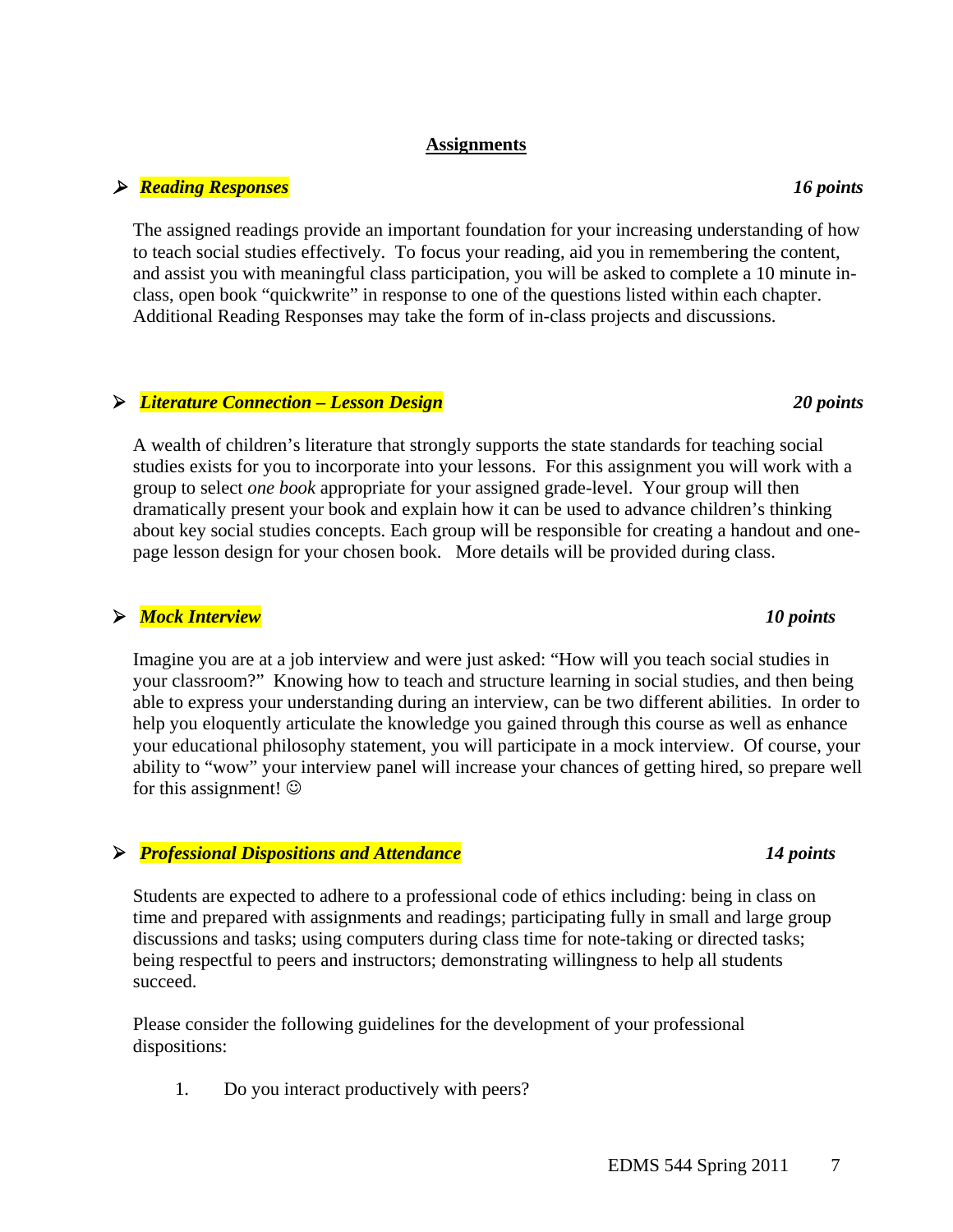## Assignments

- ***Reading Responses*** ***16 points***

The assigned readings provide an important foundation for your increasing understanding of how to teach social studies effectively. To focus your reading, aid you in remembering the content, and assist you with meaningful class participation, you will be asked to complete a 10 minute in-class, open book "quickwrite" in response to one of the questions listed within each chapter. Additional Reading Responses may take the form of in-class projects and discussions.

- ***Literature Connection – Lesson Design*** ***20 points***

A wealth of children's literature that strongly supports the state standards for teaching social studies exists for you to incorporate into your lessons. For this assignment you will work with a group to select *one book* appropriate for your assigned grade-level. Your group will then dramatically present your book and explain how it can be used to advance children's thinking about key social studies concepts. Each group will be responsible for creating a handout and one-page lesson design for your chosen book. More details will be provided during class.

- ***Mock Interview*** ***10 points***

Imagine you are at a job interview and were just asked: "How will you teach social studies in your classroom?" Knowing how to teach and structure learning in social studies, and then being able to express your understanding during an interview, can be two different abilities. In order to help you eloquently articulate the knowledge you gained through this course as well as enhance your educational philosophy statement, you will participate in a mock interview. Of course, your ability to "wow" your interview panel will increase your chances of getting hired, so prepare well for this assignment! ☺

- ***Professional Dispositions and Attendance*** ***14 points***

Students are expected to adhere to a professional code of ethics including: being in class on time and prepared with assignments and readings; participating fully in small and large group discussions and tasks; using computers during class time for note-taking or directed tasks; being respectful to peers and instructors; demonstrating willingness to help all students succeed.

Please consider the following guidelines for the development of your professional dispositions:

1. Do you interact productively with peers?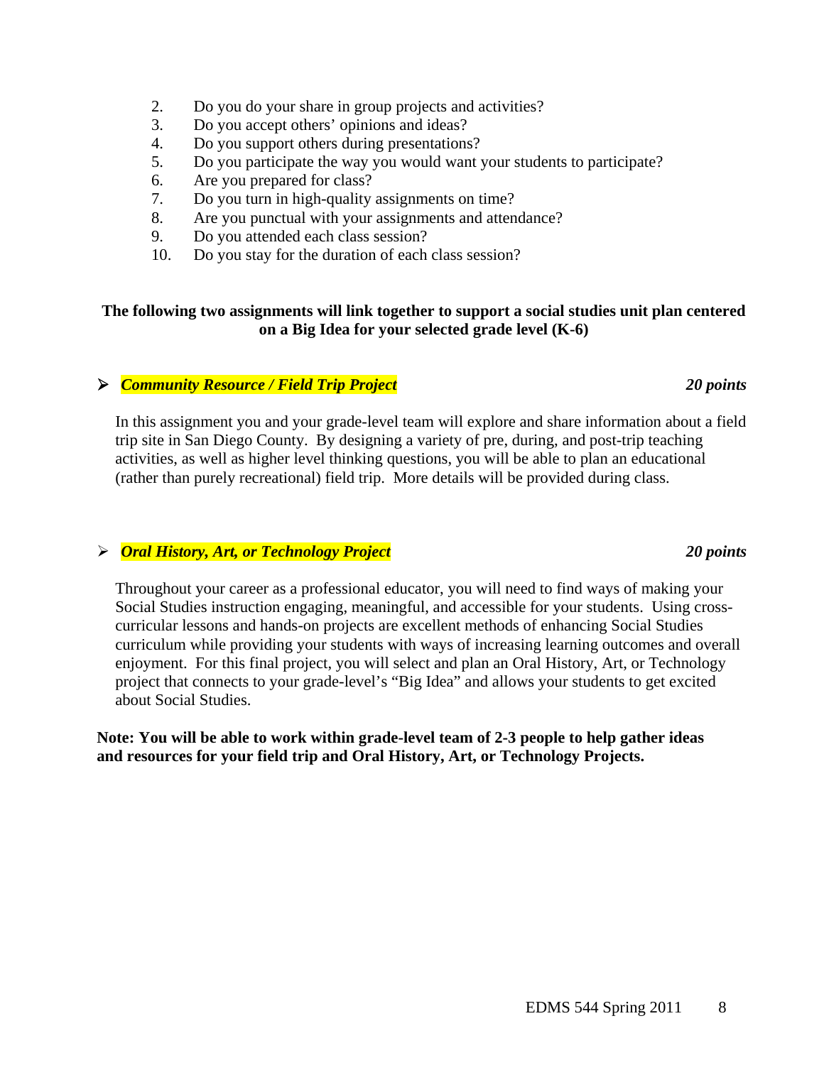2. Do you do your share in group projects and activities?
3. Do you accept others' opinions and ideas?
4. Do you support others during presentations?
5. Do you participate the way you would want your students to participate?
6. Are you prepared for class?
7. Do you turn in high-quality assignments on time?
8. Are you punctual with your assignments and attendance?
9. Do you attended each class session?
10. Do you stay for the duration of each class session?

**The following two assignments will link together to support a social studies unit plan centered on a Big Idea for your selected grade level (K-6)**

- ***Community Resource / Field Trip Project*** ***20 points***

  In this assignment you and your grade-level team will explore and share information about a field trip site in San Diego County. By designing a variety of pre, during, and post-trip teaching activities, as well as higher level thinking questions, you will be able to plan an educational (rather than purely recreational) field trip. More details will be provided during class.

- ***Oral History, Art, or Technology Project*** ***20 points***

  Throughout your career as a professional educator, you will need to find ways of making your Social Studies instruction engaging, meaningful, and accessible for your students. Using cross-curricular lessons and hands-on projects are excellent methods of enhancing Social Studies curriculum while providing your students with ways of increasing learning outcomes and overall enjoyment. For this final project, you will select and plan an Oral History, Art, or Technology project that connects to your grade-level's "Big Idea" and allows your students to get excited about Social Studies.

**Note: You will be able to work within grade-level team of 2-3 people to help gather ideas and resources for your field trip and Oral History, Art, or Technology Projects.**